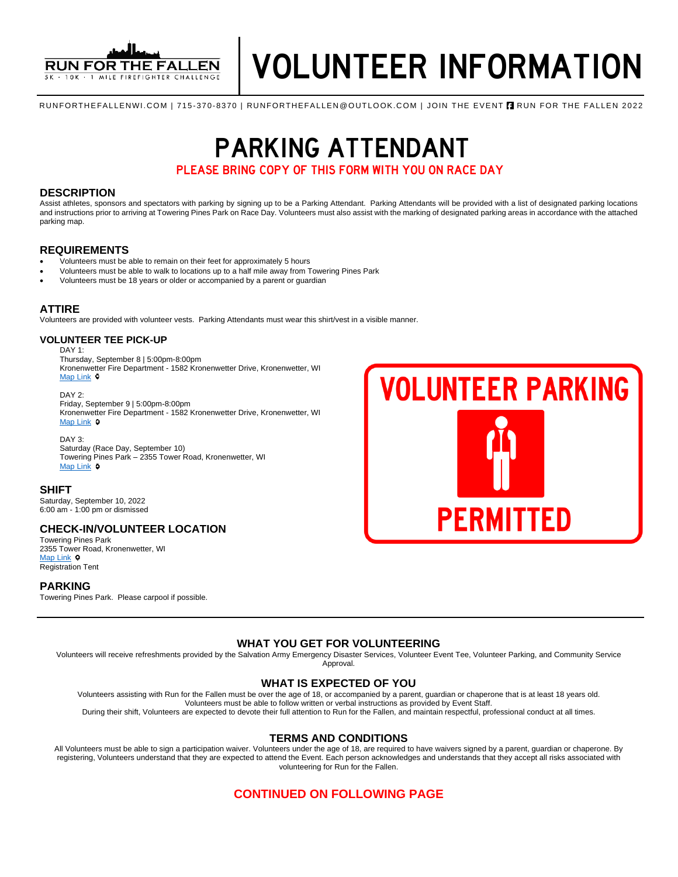RUN FOR THE FALLEN
5K · 10K · 1 MILE FIREFIGHTER CHALLENGE

# VOLUNTEER INFORMATION

RUNFORTHEFALLENWI.COM | 715-370-8370 | RUNFORTHEFALLEN@OUTLOOK.COM | JOIN THE EVENT RUN FOR THE FALLEN 2022

# PARKING ATTENDANT

**PLEASE BRING COPY OF THIS FORM WITH YOU ON RACE DAY**

## DESCRIPTION

Assist athletes, sponsors and spectators with parking by signing up to be a Parking Attendant. Parking Attendants will be provided with a list of designated parking locations and instructions prior to arriving at Towering Pines Park on Race Day. Volunteers must also assist with the marking of designated parking areas in accordance with the attached parking map.

## REQUIREMENTS

- Volunteers must be able to remain on their feet for approximately 5 hours
- Volunteers must be able to walk to locations up to a half mile away from Towering Pines Park
- Volunteers must be 18 years or older or accompanied by a parent or guardian

## ATTIRE

Volunteers are provided with volunteer vests. Parking Attendants must wear this shirt/vest in a visible manner.

### VOLUNTEER TEE PICK-UP

DAY 1:
Thursday, September 8 | 5:00pm-8:00pm
Kronenwetter Fire Department - 1582 Kronenwetter Drive, Kronenwetter, WI
Map Link

DAY 2:
Friday, September 9 | 5:00pm-8:00pm
Kronenwetter Fire Department - 1582 Kronenwetter Drive, Kronenwetter, WI
Map Link

DAY 3:
Saturday (Race Day, September 10)
Towering Pines Park – 2355 Tower Road, Kronenwetter, WI
Map Link

## SHIFT

Saturday, September 10, 2022
6:00 am - 1:00 pm or dismissed

## CHECK-IN/VOLUNTEER LOCATION

Towering Pines Park
2355 Tower Road, Kronenwetter, WI
Map Link
Registration Tent

## PARKING

Towering Pines Park. Please carpool if possible.

**VOLUNTEER PARKING**

**PERMITTED**

---

## WHAT YOU GET FOR VOLUNTEERING

Volunteers will receive refreshments provided by the Salvation Army Emergency Disaster Services, Volunteer Event Tee, Volunteer Parking, and Community Service Approval.

## WHAT IS EXPECTED OF YOU

Volunteers assisting with Run for the Fallen must be over the age of 18, or accompanied by a parent, guardian or chaperone that is at least 18 years old.
Volunteers must be able to follow written or verbal instructions as provided by Event Staff.
During their shift, Volunteers are expected to devote their full attention to Run for the Fallen, and maintain respectful, professional conduct at all times.

## TERMS AND CONDITIONS

All Volunteers must be able to sign a participation waiver. Volunteers under the age of 18, are required to have waivers signed by a parent, guardian or chaperone. By registering, Volunteers understand that they are expected to attend the Event. Each person acknowledges and understands that they accept all risks associated with volunteering for Run for the Fallen.

**CONTINUED ON FOLLOWING PAGE**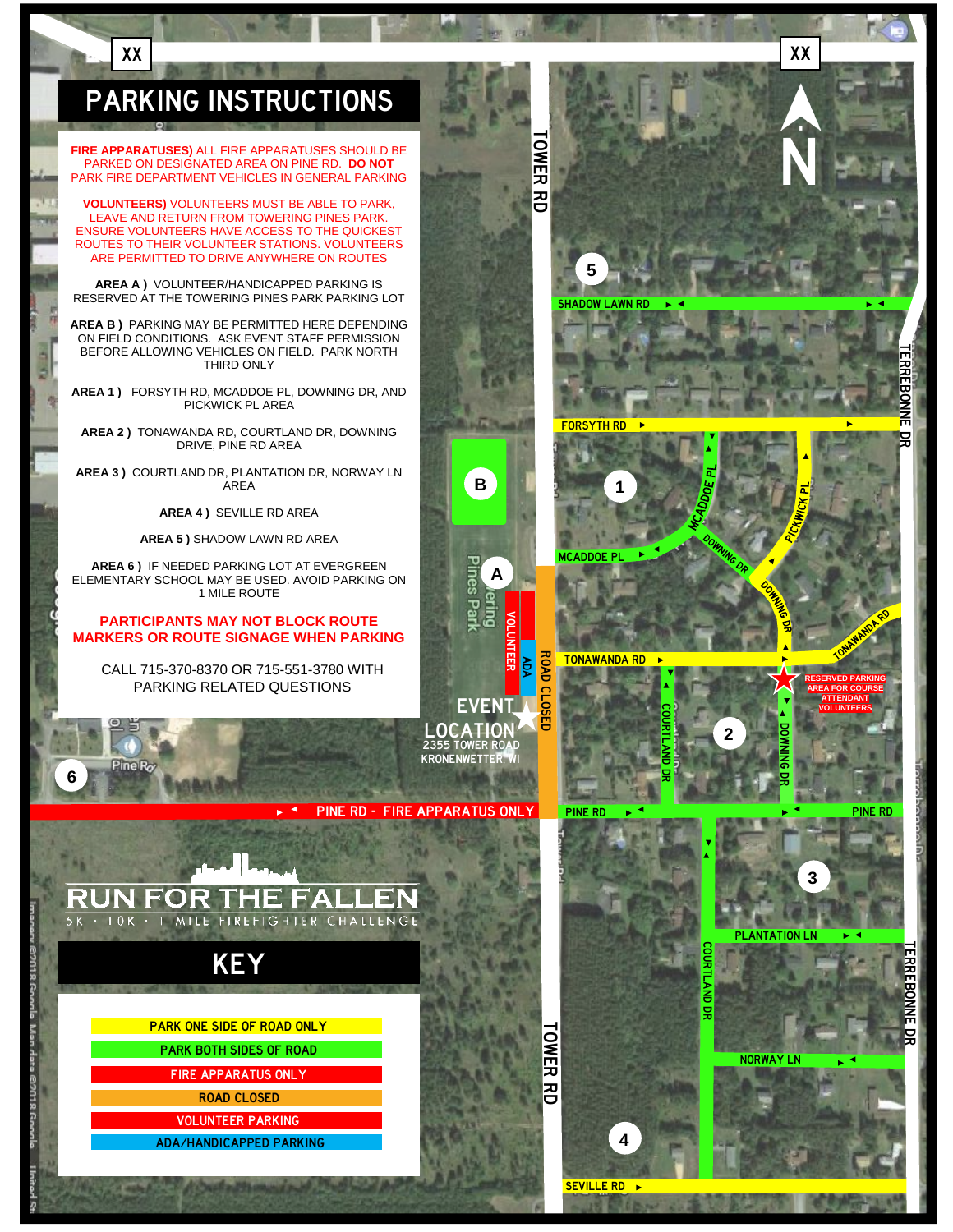# PARKING INSTRUCTIONS

**FIRE APPARATUSES)** ALL FIRE APPARATUSES SHOULD BE PARKED ON DESIGNATED AREA ON PINE RD. **DO NOT** PARK FIRE DEPARTMENT VEHICLES IN GENERAL PARKING

**VOLUNTEERS)** VOLUNTEERS MUST BE ABLE TO PARK, LEAVE AND RETURN FROM TOWERING PINES PARK. ENSURE VOLUNTEERS HAVE ACCESS TO THE QUICKEST ROUTES TO THEIR VOLUNTEER STATIONS. VOLUNTEERS ARE PERMITTED TO DRIVE ANYWHERE ON ROUTES

**AREA A )** VOLUNTEER/HANDICAPPED PARKING IS RESERVED AT THE TOWERING PINES PARK PARKING LOT

**AREA B )** PARKING MAY BE PERMITTED HERE DEPENDING ON FIELD CONDITIONS. ASK EVENT STAFF PERMISSION BEFORE ALLOWING VEHICLES ON FIELD. PARK NORTH THIRD ONLY

**AREA 1 )** FORSYTH RD, MCADDOE PL, DOWNING DR, AND PICKWICK PL AREA

**AREA 2 )** TONAWANDA RD, COURTLAND DR, DOWNING DRIVE, PINE RD AREA

**AREA 3 )** COURTLAND DR, PLANTATION DR, NORWAY LN AREA

**AREA 4 )** SEVILLE RD AREA

**AREA 5 )** SHADOW LAWN RD AREA

**AREA 6 )** IF NEEDED PARKING LOT AT EVERGREEN ELEMENTARY SCHOOL MAY BE USED. AVOID PARKING ON 1 MILE ROUTE

**PARTICIPANTS MAY NOT BLOCK ROUTE MARKERS OR ROUTE SIGNAGE WHEN PARKING**

CALL 715-370-8370 OR 715-551-3780 WITH PARKING RELATED QUESTIONS

XX

XX

N

TOWER RD

SHADOW LAWN RD

FORSYTH RD

MCADDOE PL

PICKWICK PL

DOWNING DR

TONAWANDA RD

COURTLAND DR

PINE RD

PLANTATION LN

NORWAY LN

SEVILLE RD

TERREBONNE DR

ROAD CLOSED

VOLUNTEER

ADA

RESERVED PARKING AREA FOR COURSE ATTENDANT VOLUNTEERS

EVENT LOCATION
2355 TOWER ROAD
KRONENWETTER, WI

PINE RD - FIRE APPARATUS ONLY

A

B

1

2

3

4

5

6

**RUN FOR THE FALLEN**
5K · 10K · 1 MILE FIREFIGHTER CHALLENGE

# KEY

- PARK ONE SIDE OF ROAD ONLY
- PARK BOTH SIDES OF ROAD
- FIRE APPARATUS ONLY
- ROAD CLOSED
- VOLUNTEER PARKING
- ADA/HANDICAPPED PARKING